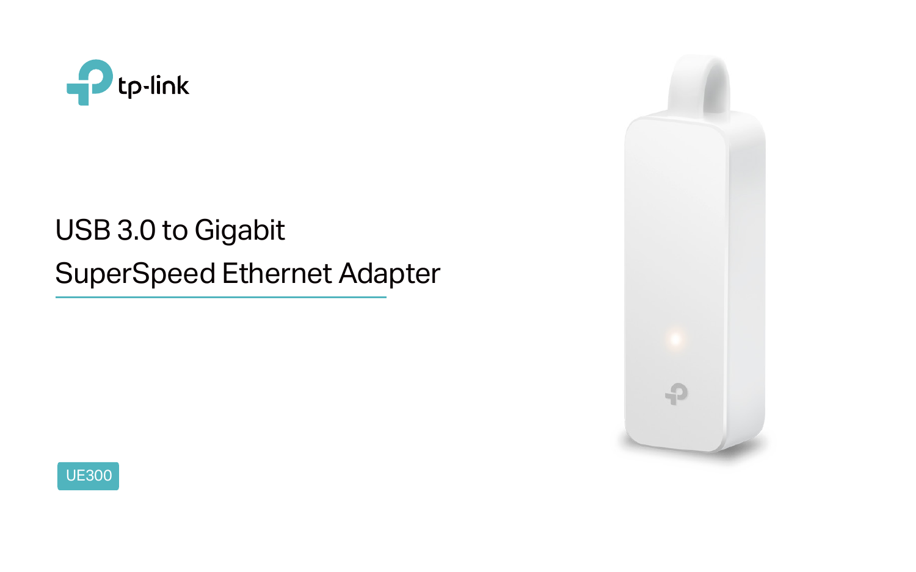tp-link

# USB 3.0 to Gigabit SuperSpeed Ethernet Adapter

UE300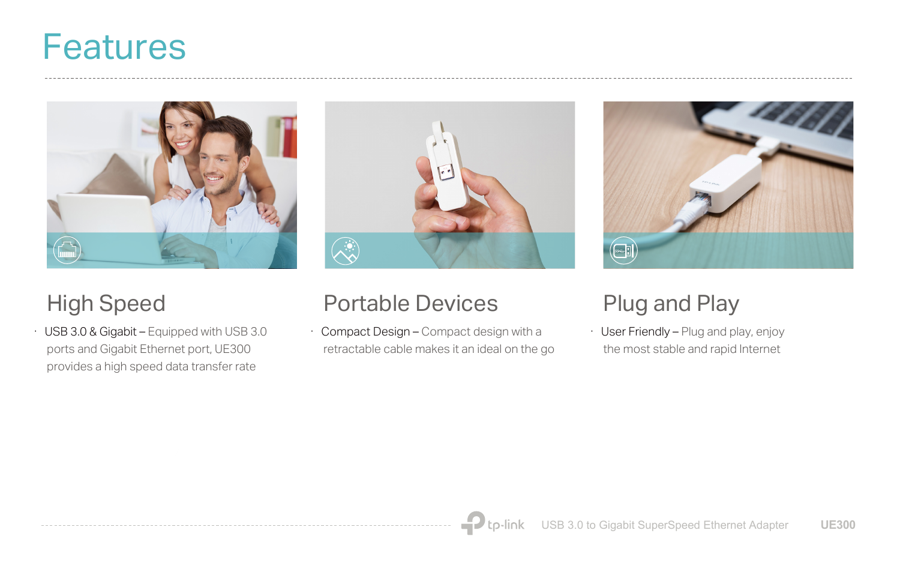# Features

## High Speed

- **USB 3.0 & Gigabit** – Equipped with USB 3.0 ports and Gigabit Ethernet port, UE300 provides a high speed data transfer rate

## Portable Devices

- **Compact Design** – Compact design with a retractable cable makes it an ideal on the go

## Plug and Play

- **User Friendly** – Plug and play, enjoy the most stable and rapid Internet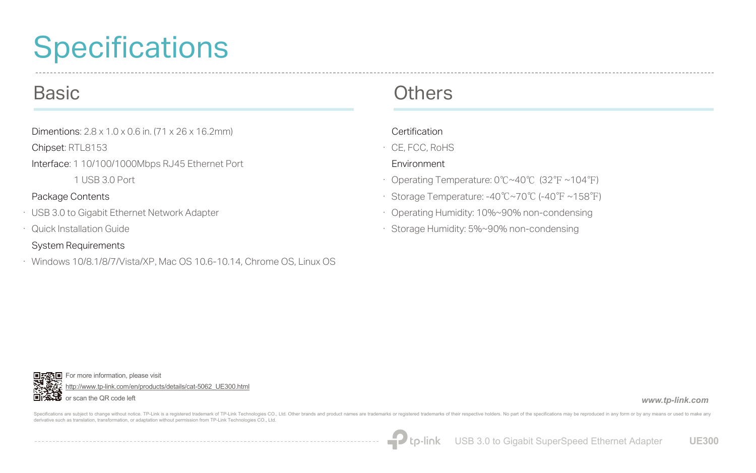# Specifications

## Basic

Dimentions: 2.8 x 1.0 x 0.6 in. (71 x 26 x 16.2mm)

Chipset: RTL8153

Interface: 1 10/100/1000Mbps RJ45 Ethernet Port

1 USB 3.0 Port

Package Contents

- USB 3.0 to Gigabit Ethernet Network Adapter
- Quick Installation Guide

System Requirements

- Windows 10/8.1/8/7/Vista/XP, Mac OS 10.6-10.14, Chrome OS, Linux OS

## Others

Certification

- CE, FCC, RoHS

Environment

- Operating Temperature: 0℃~40℃ (32℉ ~104℉)
- Storage Temperature: -40℃~70℃ (-40℉ ~158℉)
- Operating Humidity: 10%~90% non-condensing
- Storage Humidity: 5%~90% non-condensing

For more information, please visit
http://www.tp-link.com/en/products/details/cat-5062_UE300.html
or scan the QR code left

*www.tp-link.com*

Specifications are subject to change without notice. TP-Link is a registered trademark of TP-Link Technologies CO., Ltd. Other brands and product names are trademarks or registered trademarks of their respective holders. No part of the specifications may be reproduced in any form or by any means or used to make any derivative such as translation, transformation, or adaptation without permission from TP-Link Technologies CO., Ltd.

tp-link USB 3.0 to Gigabit SuperSpeed Ethernet Adapter **UE300**